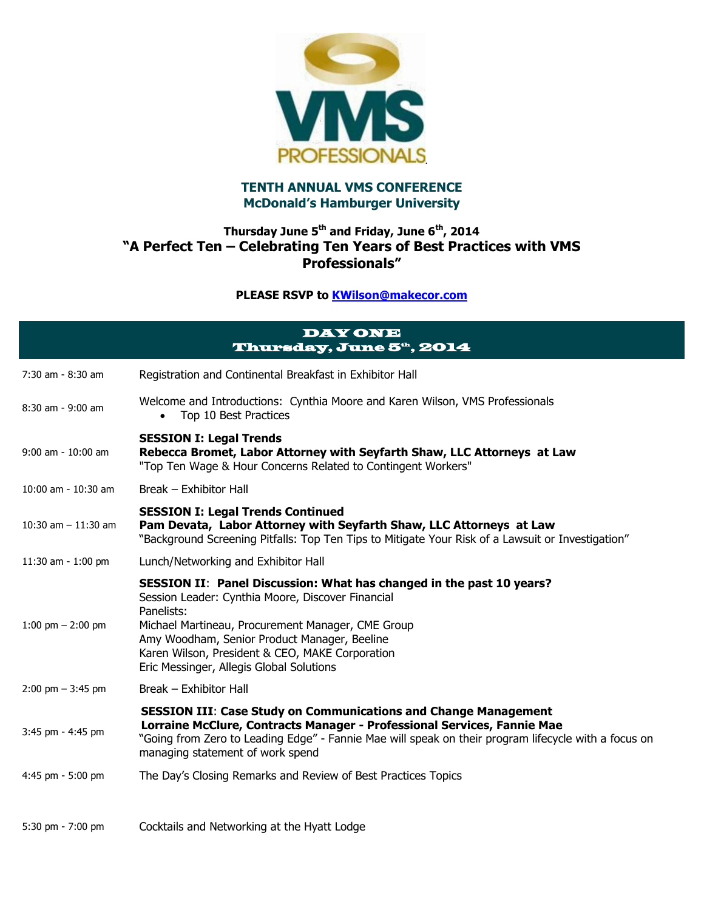# TENTH ANNUAL VMS CONFERENCE
## McDonald's Hamburger University

### Thursday June 5th and Friday, June 6th, 2014
### "A Perfect Ten – Celebrating Ten Years of Best Practices with VMS Professionals"

**PLEASE RSVP to [KWilson@makecor.com](mailto:KWilson@makecor.com)**

## DAY ONE
## Thursday, June 5th, 2014

| Time | Event |
| --- | --- |
| 7:30 am - 8:30 am | Registration and Continental Breakfast in Exhibitor Hall |
| 8:30 am - 9:00 am | Welcome and Introductions: Cynthia Moore and Karen Wilson, VMS Professionals<br>• Top 10 Best Practices |
| 9:00 am - 10:00 am | **SESSION I: Legal Trends**<br>**Rebecca Bromet, Labor Attorney with Seyfarth Shaw, LLC Attorneys at Law**<br>"Top Ten Wage & Hour Concerns Related to Contingent Workers" |
| 10:00 am - 10:30 am | Break – Exhibitor Hall |
| 10:30 am – 11:30 am | **SESSION I: Legal Trends Continued**<br>**Pam Devata, Labor Attorney with Seyfarth Shaw, LLC Attorneys at Law**<br>"Background Screening Pitfalls: Top Ten Tips to Mitigate Your Risk of a Lawsuit or Investigation" |
| 11:30 am - 1:00 pm | Lunch/Networking and Exhibitor Hall |
| 1:00 pm – 2:00 pm | **SESSION II: Panel Discussion: What has changed in the past 10 years?**<br>Session Leader: Cynthia Moore, Discover Financial<br>Panelists:<br>Michael Martineau, Procurement Manager, CME Group<br>Amy Woodham, Senior Product Manager, Beeline<br>Karen Wilson, President & CEO, MAKE Corporation<br>Eric Messinger, Allegis Global Solutions |
| 2:00 pm – 3:45 pm | Break – Exhibitor Hall |
| 3:45 pm - 4:45 pm | **SESSION III: Case Study on Communications and Change Management**<br>**Lorraine McClure, Contracts Manager - Professional Services, Fannie Mae**<br>"Going from Zero to Leading Edge" - Fannie Mae will speak on their program lifecycle with a focus on managing statement of work spend |
| 4:45 pm - 5:00 pm | The Day's Closing Remarks and Review of Best Practices Topics |
| 5:30 pm - 7:00 pm | Cocktails and Networking at the Hyatt Lodge |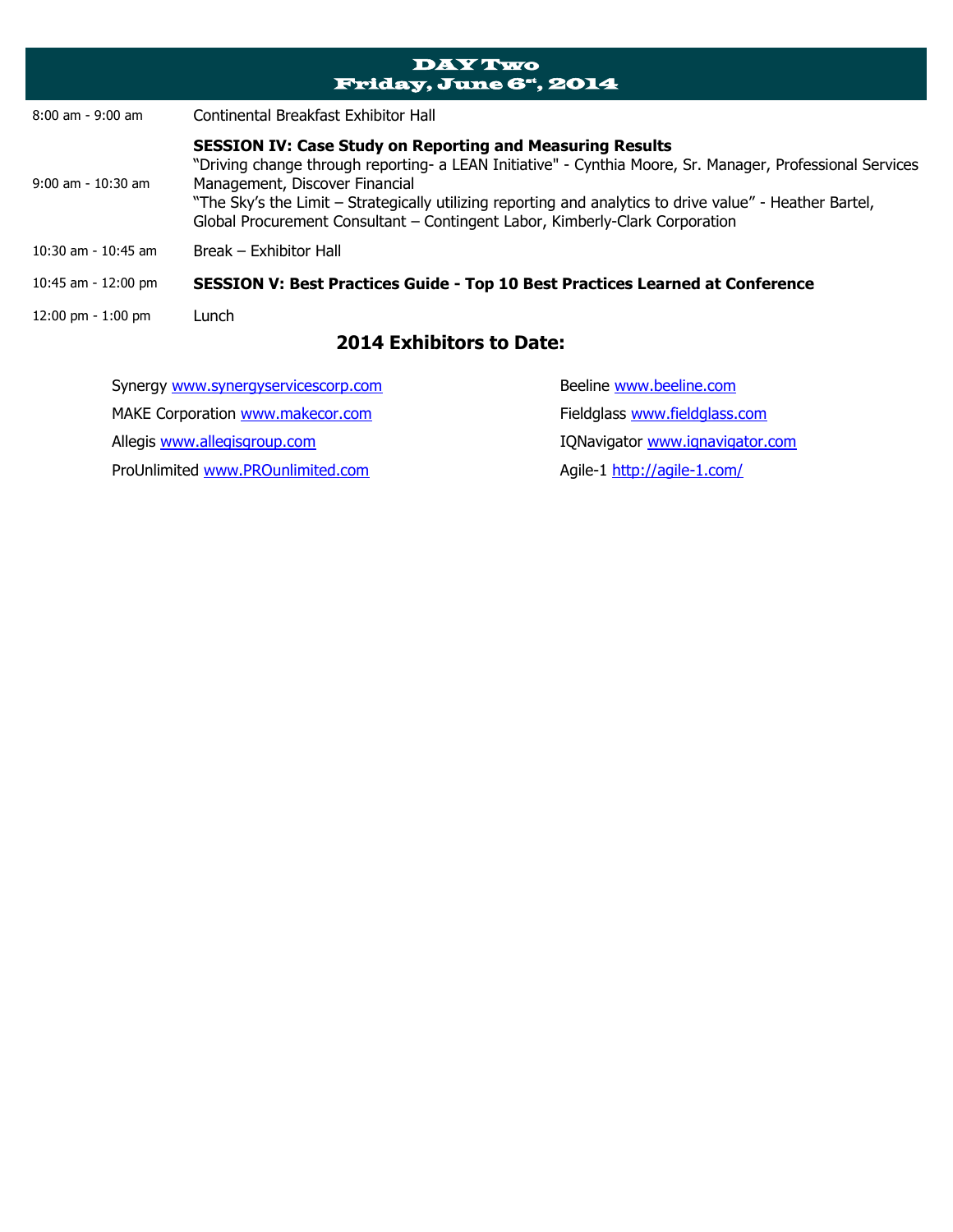## DAY Two
## Friday, June 6st, 2014

| | |
|---|---|
| 8:00 am - 9:00 am | Continental Breakfast Exhibitor Hall |
| 9:00 am - 10:30 am | **SESSION IV: Case Study on Reporting and Measuring Results**<br>"Driving change through reporting- a LEAN Initiative" - Cynthia Moore, Sr. Manager, Professional Services Management, Discover Financial<br>"The Sky's the Limit – Strategically utilizing reporting and analytics to drive value" - Heather Bartel, Global Procurement Consultant – Contingent Labor, Kimberly-Clark Corporation |
| 10:30 am - 10:45 am | Break – Exhibitor Hall |
| 10:45 am - 12:00 pm | **SESSION V: Best Practices Guide - Top 10 Best Practices Learned at Conference** |
| 12:00 pm - 1:00 pm | Lunch |

## 2014 Exhibitors to Date:

Synergy www.synergyservicescorp.com

MAKE Corporation www.makecor.com

Allegis www.allegisgroup.com

ProUnlimited www.PROunlimited.com

Beeline www.beeline.com

Fieldglass www.fieldglass.com

IQNavigator www.iqnavigator.com

Agile-1 http://agile-1.com/